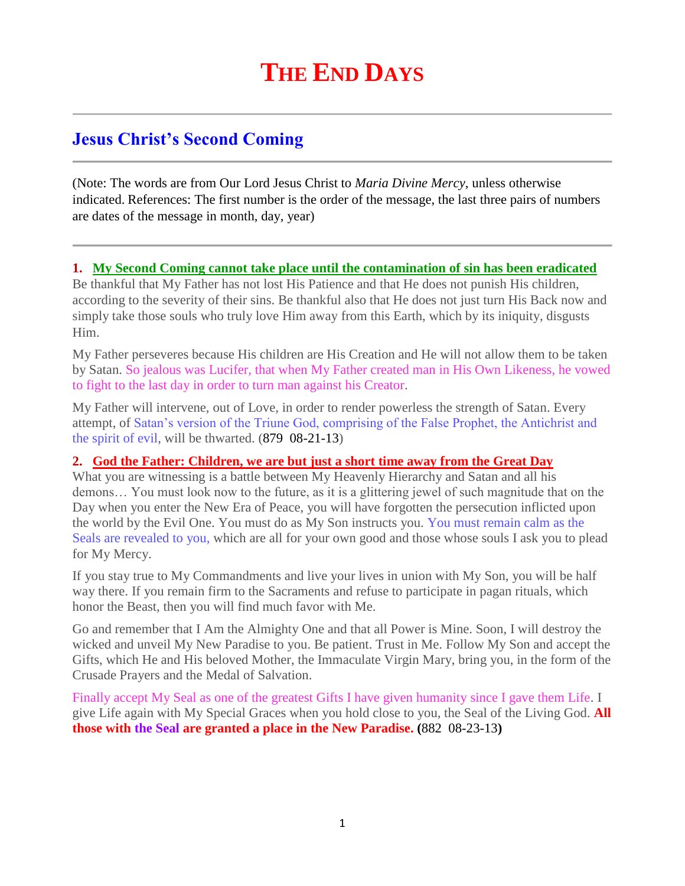# The End Days

## Jesus Christ's Second Coming

(Note: The words are from Our Lord Jesus Christ to *Maria Divine Mercy*, unless otherwise indicated. References: The first number is the order of the message, the last three pairs of numbers are dates of the message in month, day, year)

**1. My Second Coming cannot take place until the contamination of sin has been eradicated**

Be thankful that My Father has not lost His Patience and that He does not punish His children, according to the severity of their sins. Be thankful also that He does not just turn His Back now and simply take those souls who truly love Him away from this Earth, which by its iniquity, disgusts Him.

My Father perseveres because His children are His Creation and He will not allow them to be taken by Satan. So jealous was Lucifer, that when My Father created man in His Own Likeness, he vowed to fight to the last day in order to turn man against his Creator.

My Father will intervene, out of Love, in order to render powerless the strength of Satan. Every attempt, of Satan's version of the Triune God, comprising of the False Prophet, the Antichrist and the spirit of evil, will be thwarted. (879 08-21-13)

**2. God the Father: Children, we are but just a short time away from the Great Day**

What you are witnessing is a battle between My Heavenly Hierarchy and Satan and all his demons… You must look now to the future, as it is a glittering jewel of such magnitude that on the Day when you enter the New Era of Peace, you will have forgotten the persecution inflicted upon the world by the Evil One. You must do as My Son instructs you. You must remain calm as the Seals are revealed to you, which are all for your own good and those whose souls I ask you to plead for My Mercy.

If you stay true to My Commandments and live your lives in union with My Son, you will be half way there. If you remain firm to the Sacraments and refuse to participate in pagan rituals, which honor the Beast, then you will find much favor with Me.

Go and remember that I Am the Almighty One and that all Power is Mine. Soon, I will destroy the wicked and unveil My New Paradise to you. Be patient. Trust in Me. Follow My Son and accept the Gifts, which He and His beloved Mother, the Immaculate Virgin Mary, bring you, in the form of the Crusade Prayers and the Medal of Salvation.

Finally accept My Seal as one of the greatest Gifts I have given humanity since I gave them Life. I give Life again with My Special Graces when you hold close to you, the Seal of the Living God. **All those with the Seal are granted a place in the New Paradise. (**882 08-23-13**)**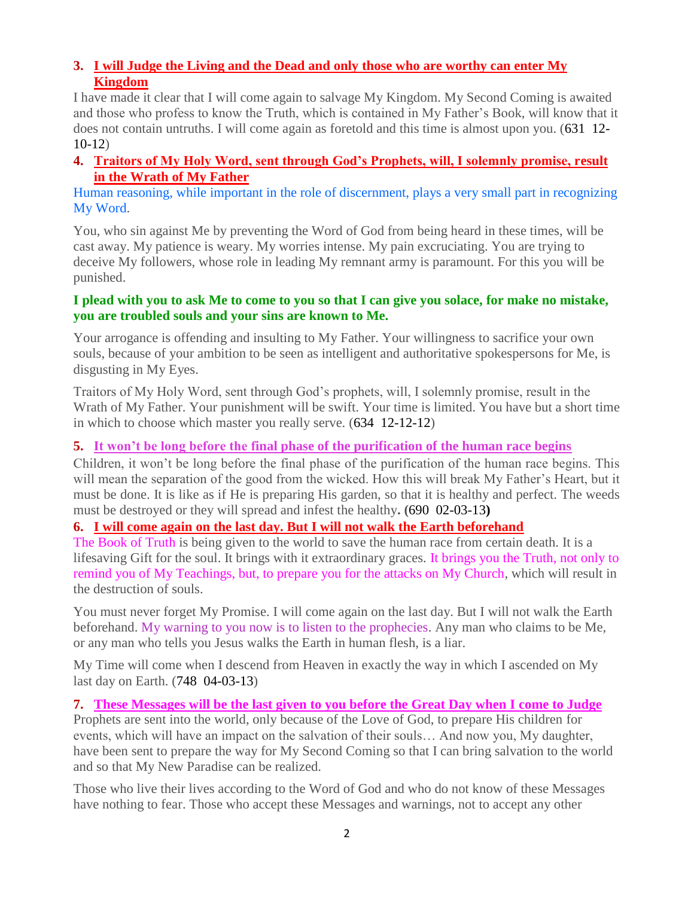### 3. I will Judge the Living and the Dead and only those who are worthy can enter My Kingdom

I have made it clear that I will come again to salvage My Kingdom. My Second Coming is awaited and those who profess to know the Truth, which is contained in My Father's Book, will know that it does not contain untruths. I will come again as foretold and this time is almost upon you. (631 12-10-12)

### 4. Traitors of My Holy Word, sent through God's Prophets, will, I solemnly promise, result in the Wrath of My Father

Human reasoning, while important in the role of discernment, plays a very small part in recognizing My Word.

You, who sin against Me by preventing the Word of God from being heard in these times, will be cast away. My patience is weary. My worries intense. My pain excruciating. You are trying to deceive My followers, whose role in leading My remnant army is paramount. For this you will be punished.

**I plead with you to ask Me to come to you so that I can give you solace, for make no mistake, you are troubled souls and your sins are known to Me.**

Your arrogance is offending and insulting to My Father. Your willingness to sacrifice your own souls, because of your ambition to be seen as intelligent and authoritative spokespersons for Me, is disgusting in My Eyes.

Traitors of My Holy Word, sent through God's prophets, will, I solemnly promise, result in the Wrath of My Father. Your punishment will be swift. Your time is limited. You have but a short time in which to choose which master you really serve. (634 12-12-12)

### 5. It won't be long before the final phase of the purification of the human race begins

Children, it won't be long before the final phase of the purification of the human race begins. This will mean the separation of the good from the wicked. How this will break My Father's Heart, but it must be done. It is like as if He is preparing His garden, so that it is healthy and perfect. The weeds must be destroyed or they will spread and infest the healthy**.** (690 02-03-13**)**

### 6. I will come again on the last day. But I will not walk the Earth beforehand

The Book of Truth is being given to the world to save the human race from certain death. It is a lifesaving Gift for the soul. It brings with it extraordinary graces. It brings you the Truth, not only to remind you of My Teachings, but, to prepare you for the attacks on My Church, which will result in the destruction of souls.

You must never forget My Promise. I will come again on the last day. But I will not walk the Earth beforehand. My warning to you now is to listen to the prophecies. Any man who claims to be Me, or any man who tells you Jesus walks the Earth in human flesh, is a liar.

My Time will come when I descend from Heaven in exactly the way in which I ascended on My last day on Earth. (748 04-03-13)

### 7. These Messages will be the last given to you before the Great Day when I come to Judge

Prophets are sent into the world, only because of the Love of God, to prepare His children for events, which will have an impact on the salvation of their souls… And now you, My daughter, have been sent to prepare the way for My Second Coming so that I can bring salvation to the world and so that My New Paradise can be realized.

Those who live their lives according to the Word of God and who do not know of these Messages have nothing to fear. Those who accept these Messages and warnings, not to accept any other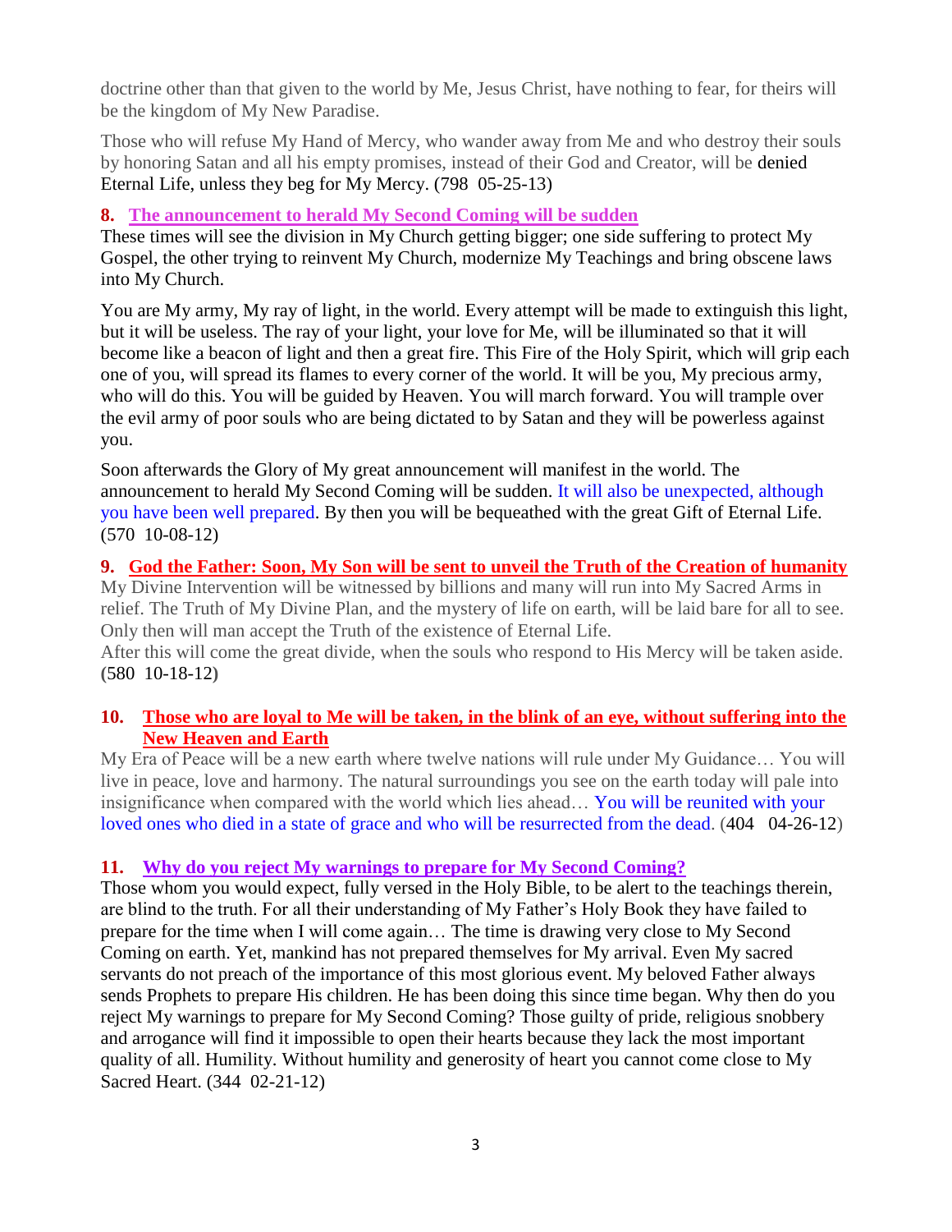doctrine other than that given to the world by Me, Jesus Christ, have nothing to fear, for theirs will be the kingdom of My New Paradise.

Those who will refuse My Hand of Mercy, who wander away from Me and who destroy their souls by honoring Satan and all his empty promises, instead of their God and Creator, will be denied Eternal Life, unless they beg for My Mercy. (798 05-25-13)

**8. The announcement to herald My Second Coming will be sudden**

These times will see the division in My Church getting bigger; one side suffering to protect My Gospel, the other trying to reinvent My Church, modernize My Teachings and bring obscene laws into My Church.

You are My army, My ray of light, in the world. Every attempt will be made to extinguish this light, but it will be useless. The ray of your light, your love for Me, will be illuminated so that it will become like a beacon of light and then a great fire. This Fire of the Holy Spirit, which will grip each one of you, will spread its flames to every corner of the world. It will be you, My precious army, who will do this. You will be guided by Heaven. You will march forward. You will trample over the evil army of poor souls who are being dictated to by Satan and they will be powerless against you.

Soon afterwards the Glory of My great announcement will manifest in the world. The announcement to herald My Second Coming will be sudden. It will also be unexpected, although you have been well prepared. By then you will be bequeathed with the great Gift of Eternal Life. (570 10-08-12)

**9. God the Father: Soon, My Son will be sent to unveil the Truth of the Creation of humanity**

My Divine Intervention will be witnessed by billions and many will run into My Sacred Arms in relief. The Truth of My Divine Plan, and the mystery of life on earth, will be laid bare for all to see. Only then will man accept the Truth of the existence of Eternal Life.

After this will come the great divide, when the souls who respond to His Mercy will be taken aside. (580 10-18-12)

**10. Those who are loyal to Me will be taken, in the blink of an eye, without suffering into the New Heaven and Earth**

My Era of Peace will be a new earth where twelve nations will rule under My Guidance… You will live in peace, love and harmony. The natural surroundings you see on the earth today will pale into insignificance when compared with the world which lies ahead… You will be reunited with your loved ones who died in a state of grace and who will be resurrected from the dead. (404 04-26-12)

**11. Why do you reject My warnings to prepare for My Second Coming?**

Those whom you would expect, fully versed in the Holy Bible, to be alert to the teachings therein, are blind to the truth. For all their understanding of My Father's Holy Book they have failed to prepare for the time when I will come again… The time is drawing very close to My Second Coming on earth. Yet, mankind has not prepared themselves for My arrival. Even My sacred servants do not preach of the importance of this most glorious event. My beloved Father always sends Prophets to prepare His children. He has been doing this since time began. Why then do you reject My warnings to prepare for My Second Coming? Those guilty of pride, religious snobbery and arrogance will find it impossible to open their hearts because they lack the most important quality of all. Humility. Without humility and generosity of heart you cannot come close to My Sacred Heart. (344 02-21-12)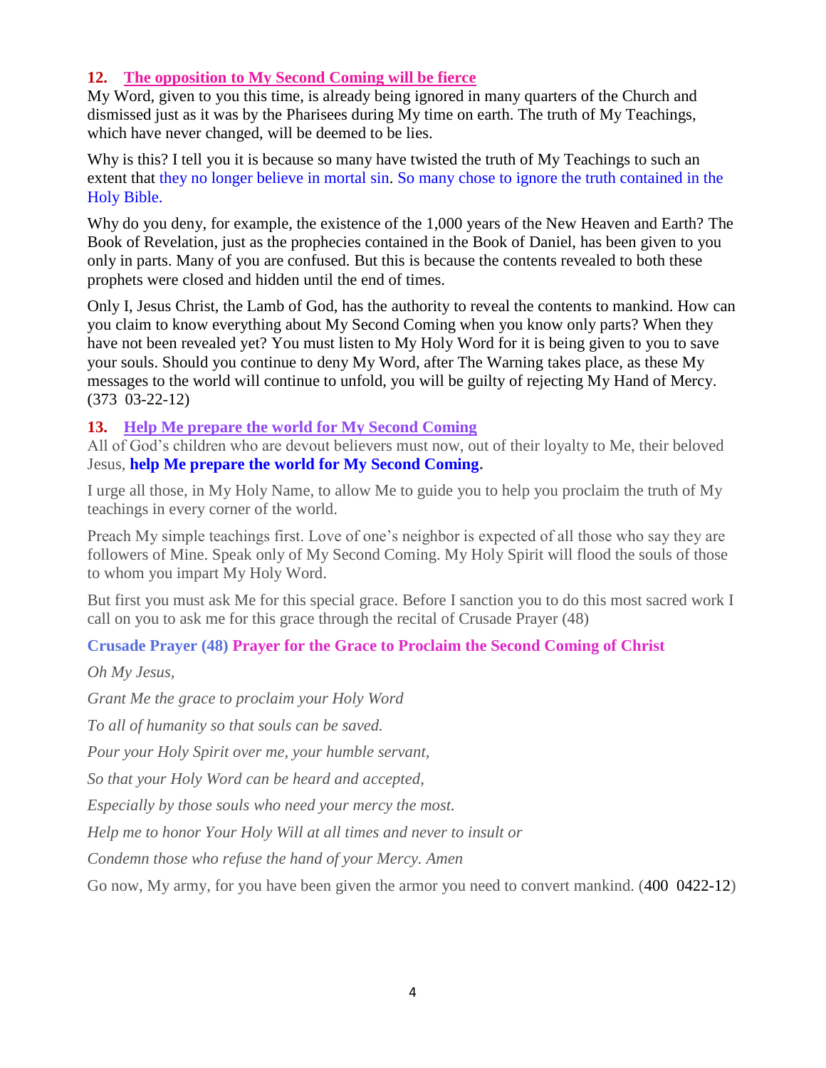### 12. The opposition to My Second Coming will be fierce

My Word, given to you this time, is already being ignored in many quarters of the Church and dismissed just as it was by the Pharisees during My time on earth. The truth of My Teachings, which have never changed, will be deemed to be lies.

Why is this? I tell you it is because so many have twisted the truth of My Teachings to such an extent that they no longer believe in mortal sin. So many chose to ignore the truth contained in the Holy Bible.

Why do you deny, for example, the existence of the 1,000 years of the New Heaven and Earth? The Book of Revelation, just as the prophecies contained in the Book of Daniel, has been given to you only in parts. Many of you are confused. But this is because the contents revealed to both these prophets were closed and hidden until the end of times.

Only I, Jesus Christ, the Lamb of God, has the authority to reveal the contents to mankind. How can you claim to know everything about My Second Coming when you know only parts? When they have not been revealed yet? You must listen to My Holy Word for it is being given to you to save your souls. Should you continue to deny My Word, after The Warning takes place, as these My messages to the world will continue to unfold, you will be guilty of rejecting My Hand of Mercy. (373 03-22-12)

### 13. Help Me prepare the world for My Second Coming

All of God's children who are devout believers must now, out of their loyalty to Me, their beloved Jesus, **help Me prepare the world for My Second Coming.**

I urge all those, in My Holy Name, to allow Me to guide you to help you proclaim the truth of My teachings in every corner of the world.

Preach My simple teachings first. Love of one's neighbor is expected of all those who say they are followers of Mine. Speak only of My Second Coming. My Holy Spirit will flood the souls of those to whom you impart My Holy Word.

But first you must ask Me for this special grace. Before I sanction you to do this most sacred work I call on you to ask me for this grace through the recital of Crusade Prayer (48)

**Crusade Prayer (48) Prayer for the Grace to Proclaim the Second Coming of Christ**

*Oh My Jesus,*

*Grant Me the grace to proclaim your Holy Word*

*To all of humanity so that souls can be saved.*

*Pour your Holy Spirit over me, your humble servant,*

*So that your Holy Word can be heard and accepted,*

*Especially by those souls who need your mercy the most.*

*Help me to honor Your Holy Will at all times and never to insult or*

*Condemn those who refuse the hand of your Mercy. Amen*

Go now, My army, for you have been given the armor you need to convert mankind. (400 0422-12)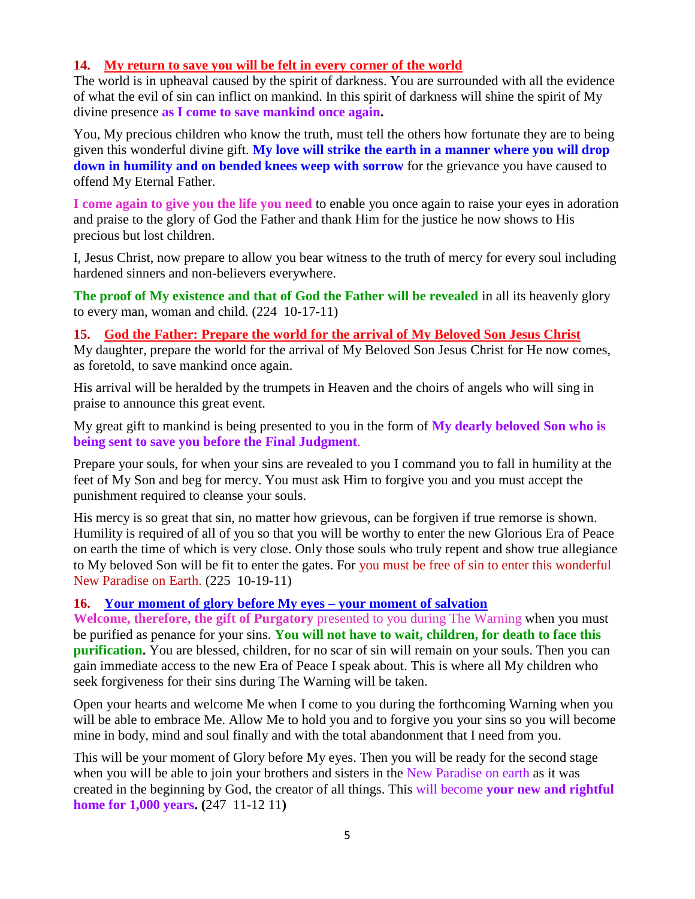**14. My return to save you will be felt in every corner of the world**

The world is in upheaval caused by the spirit of darkness. You are surrounded with all the evidence of what the evil of sin can inflict on mankind. In this spirit of darkness will shine the spirit of My divine presence **as I come to save mankind once again.**

You, My precious children who know the truth, must tell the others how fortunate they are to being given this wonderful divine gift. **My love will strike the earth in a manner where you will drop down in humility and on bended knees weep with sorrow** for the grievance you have caused to offend My Eternal Father.

**I come again to give you the life you need** to enable you once again to raise your eyes in adoration and praise to the glory of God the Father and thank Him for the justice he now shows to His precious but lost children.

I, Jesus Christ, now prepare to allow you bear witness to the truth of mercy for every soul including hardened sinners and non-believers everywhere.

**The proof of My existence and that of God the Father will be revealed** in all its heavenly glory to every man, woman and child. (224 10-17-11)

**15. God the Father: Prepare the world for the arrival of My Beloved Son Jesus Christ**

My daughter, prepare the world for the arrival of My Beloved Son Jesus Christ for He now comes, as foretold, to save mankind once again.

His arrival will be heralded by the trumpets in Heaven and the choirs of angels who will sing in praise to announce this great event.

My great gift to mankind is being presented to you in the form of **My dearly beloved Son who is being sent to save you before the Final Judgment**.

Prepare your souls, for when your sins are revealed to you I command you to fall in humility at the feet of My Son and beg for mercy. You must ask Him to forgive you and you must accept the punishment required to cleanse your souls.

His mercy is so great that sin, no matter how grievous, can be forgiven if true remorse is shown. Humility is required of all of you so that you will be worthy to enter the new Glorious Era of Peace on earth the time of which is very close. Only those souls who truly repent and show true allegiance to My beloved Son will be fit to enter the gates. For you must be free of sin to enter this wonderful New Paradise on Earth. (225 10-19-11)

**16. Your moment of glory before My eyes – your moment of salvation**

**Welcome, therefore, the gift of Purgatory** presented to you during The Warning when you must be purified as penance for your sins. **You will not have to wait, children, for death to face this purification.** You are blessed, children, for no scar of sin will remain on your souls. Then you can gain immediate access to the new Era of Peace I speak about. This is where all My children who seek forgiveness for their sins during The Warning will be taken.

Open your hearts and welcome Me when I come to you during the forthcoming Warning when you will be able to embrace Me. Allow Me to hold you and to forgive you your sins so you will become mine in body, mind and soul finally and with the total abandonment that I need from you.

This will be your moment of Glory before My eyes. Then you will be ready for the second stage when you will be able to join your brothers and sisters in the New Paradise on earth as it was created in the beginning by God, the creator of all things. This will become **your new and rightful home for 1,000 years. (**247 11-12 11**)**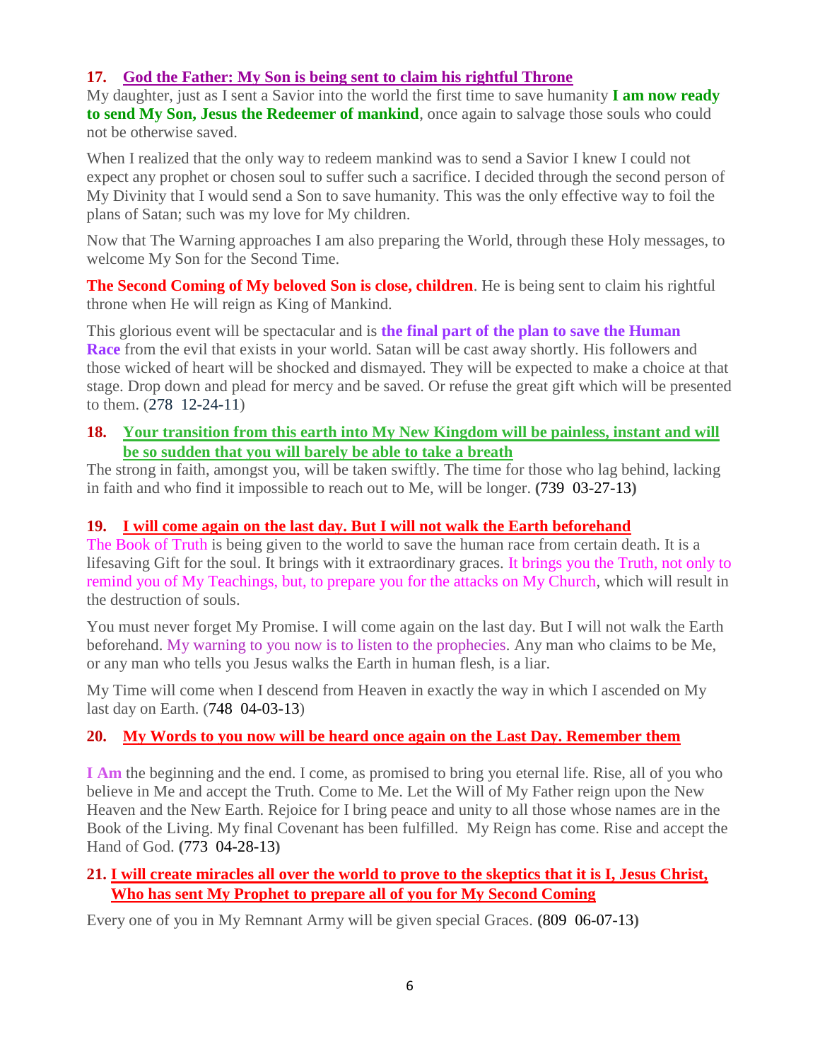**17. God the Father: My Son is being sent to claim his rightful Throne**

My daughter, just as I sent a Savior into the world the first time to save humanity **I am now ready to send My Son, Jesus the Redeemer of mankind**, once again to salvage those souls who could not be otherwise saved.

When I realized that the only way to redeem mankind was to send a Savior I knew I could not expect any prophet or chosen soul to suffer such a sacrifice. I decided through the second person of My Divinity that I would send a Son to save humanity. This was the only effective way to foil the plans of Satan; such was my love for My children.

Now that The Warning approaches I am also preparing the World, through these Holy messages, to welcome My Son for the Second Time.

**The Second Coming of My beloved Son is close, children**. He is being sent to claim his rightful throne when He will reign as King of Mankind.

This glorious event will be spectacular and is **the final part of the plan to save the Human Race** from the evil that exists in your world. Satan will be cast away shortly. His followers and those wicked of heart will be shocked and dismayed. They will be expected to make a choice at that stage. Drop down and plead for mercy and be saved. Or refuse the great gift which will be presented to them. (278 12-24-11)

**18. Your transition from this earth into My New Kingdom will be painless, instant and will be so sudden that you will barely be able to take a breath**

The strong in faith, amongst you, will be taken swiftly. The time for those who lag behind, lacking in faith and who find it impossible to reach out to Me, will be longer. **(**739 03-27-13**)**

**19. I will come again on the last day. But I will not walk the Earth beforehand**

The Book of Truth is being given to the world to save the human race from certain death. It is a lifesaving Gift for the soul. It brings with it extraordinary graces. It brings you the Truth, not only to remind you of My Teachings, but, to prepare you for the attacks on My Church, which will result in the destruction of souls.

You must never forget My Promise. I will come again on the last day. But I will not walk the Earth beforehand. My warning to you now is to listen to the prophecies. Any man who claims to be Me, or any man who tells you Jesus walks the Earth in human flesh, is a liar.

My Time will come when I descend from Heaven in exactly the way in which I ascended on My last day on Earth. (748 04-03-13)

**20. My Words to you now will be heard once again on the Last Day. Remember them**

**I Am** the beginning and the end. I come, as promised to bring you eternal life. Rise, all of you who believe in Me and accept the Truth. Come to Me. Let the Will of My Father reign upon the New Heaven and the New Earth. Rejoice for I bring peace and unity to all those whose names are in the Book of the Living. My final Covenant has been fulfilled. My Reign has come. Rise and accept the Hand of God. **(**773 04-28-13**)**

**21. I will create miracles all over the world to prove to the skeptics that it is I, Jesus Christ, Who has sent My Prophet to prepare all of you for My Second Coming**

Every one of you in My Remnant Army will be given special Graces. **(**809 06-07-13**)**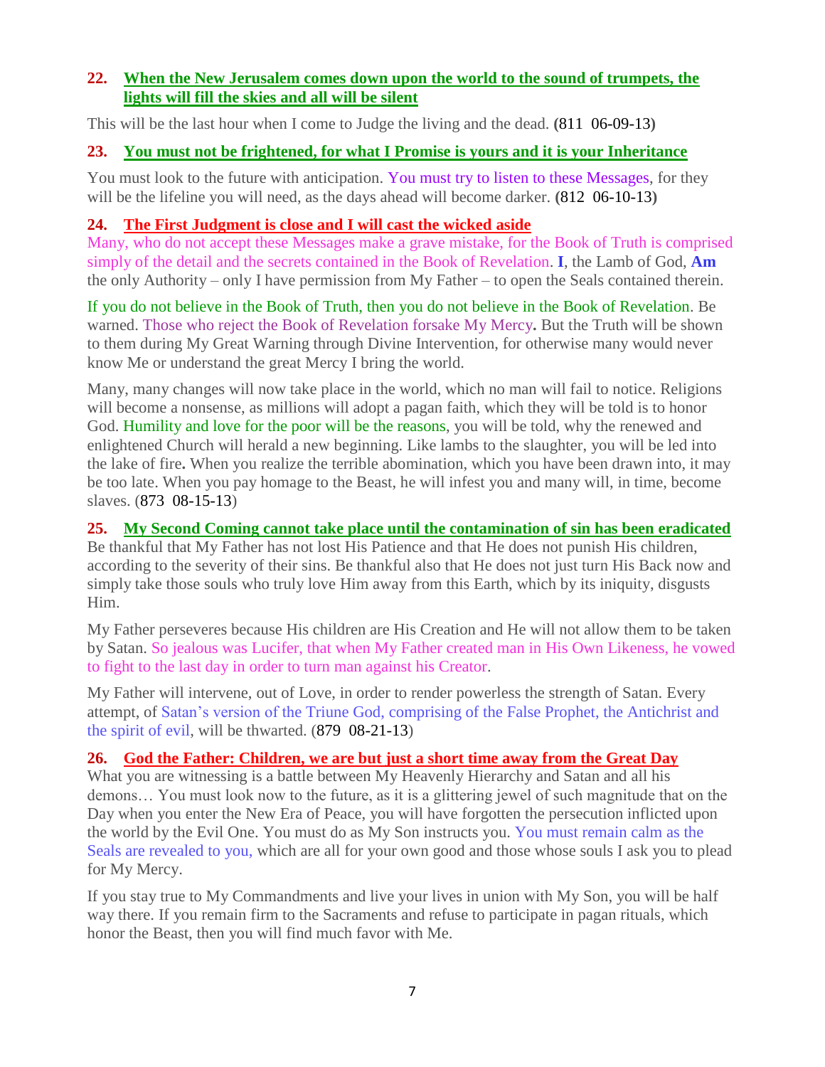## 22. When the New Jerusalem comes down upon the world to the sound of trumpets, the lights will fill the skies and all will be silent

This will be the last hour when I come to Judge the living and the dead. **(**811 06-09-13**)**

## 23. You must not be frightened, for what I Promise is yours and it is your Inheritance

You must look to the future with anticipation. You must try to listen to these Messages, for they will be the lifeline you will need, as the days ahead will become darker. **(**812 06-10-13**)**

## 24. The First Judgment is close and I will cast the wicked aside

Many, who do not accept these Messages make a grave mistake, for the Book of Truth is comprised simply of the detail and the secrets contained in the Book of Revelation. **I**, the Lamb of God, **Am** the only Authority – only I have permission from My Father – to open the Seals contained therein.

If you do not believe in the Book of Truth, then you do not believe in the Book of Revelation. Be warned. Those who reject the Book of Revelation forsake My Mercy**.** But the Truth will be shown to them during My Great Warning through Divine Intervention, for otherwise many would never know Me or understand the great Mercy I bring the world.

Many, many changes will now take place in the world, which no man will fail to notice. Religions will become a nonsense, as millions will adopt a pagan faith, which they will be told is to honor God. Humility and love for the poor will be the reasons, you will be told, why the renewed and enlightened Church will herald a new beginning. Like lambs to the slaughter, you will be led into the lake of fire**.** When you realize the terrible abomination, which you have been drawn into, it may be too late. When you pay homage to the Beast, he will infest you and many will, in time, become slaves. (873 08-15-13)

## 25. My Second Coming cannot take place until the contamination of sin has been eradicated

Be thankful that My Father has not lost His Patience and that He does not punish His children, according to the severity of their sins. Be thankful also that He does not just turn His Back now and simply take those souls who truly love Him away from this Earth, which by its iniquity, disgusts Him.

My Father perseveres because His children are His Creation and He will not allow them to be taken by Satan. So jealous was Lucifer, that when My Father created man in His Own Likeness, he vowed to fight to the last day in order to turn man against his Creator.

My Father will intervene, out of Love, in order to render powerless the strength of Satan. Every attempt, of Satan's version of the Triune God, comprising of the False Prophet, the Antichrist and the spirit of evil, will be thwarted. (879 08-21-13)

## 26. God the Father: Children, we are but just a short time away from the Great Day

What you are witnessing is a battle between My Heavenly Hierarchy and Satan and all his demons… You must look now to the future, as it is a glittering jewel of such magnitude that on the Day when you enter the New Era of Peace, you will have forgotten the persecution inflicted upon the world by the Evil One. You must do as My Son instructs you. You must remain calm as the Seals are revealed to you, which are all for your own good and those whose souls I ask you to plead for My Mercy.

If you stay true to My Commandments and live your lives in union with My Son, you will be half way there. If you remain firm to the Sacraments and refuse to participate in pagan rituals, which honor the Beast, then you will find much favor with Me.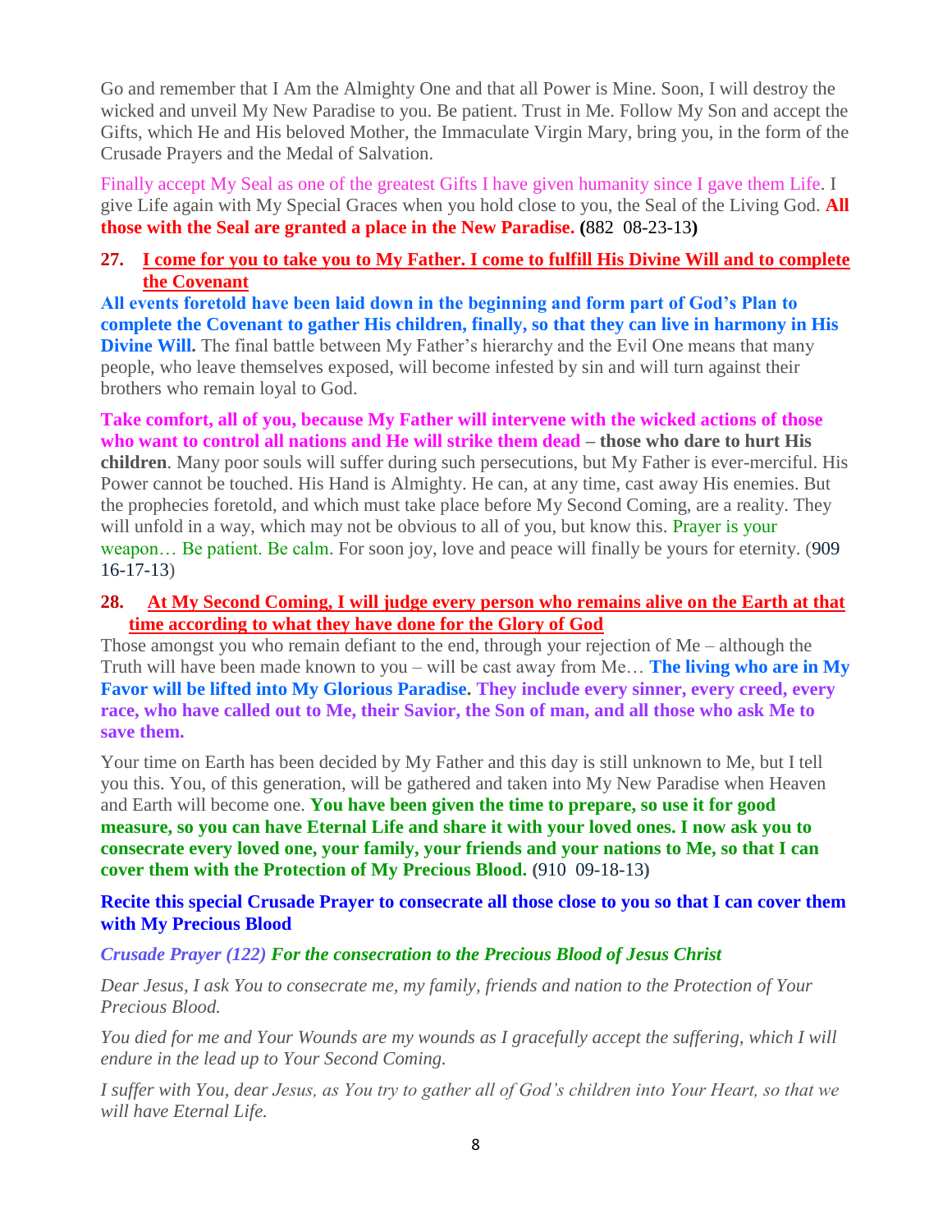Go and remember that I Am the Almighty One and that all Power is Mine. Soon, I will destroy the wicked and unveil My New Paradise to you. Be patient. Trust in Me. Follow My Son and accept the Gifts, which He and His beloved Mother, the Immaculate Virgin Mary, bring you, in the form of the Crusade Prayers and the Medal of Salvation.

Finally accept My Seal as one of the greatest Gifts I have given humanity since I gave them Life. I give Life again with My Special Graces when you hold close to you, the Seal of the Living God. **All those with the Seal are granted a place in the New Paradise. (**882 08-23-13**)**

**27. I come for you to take you to My Father. I come to fulfill His Divine Will and to complete the Covenant**

**All events foretold have been laid down in the beginning and form part of God's Plan to complete the Covenant to gather His children, finally, so that they can live in harmony in His Divine Will.** The final battle between My Father's hierarchy and the Evil One means that many people, who leave themselves exposed, will become infested by sin and will turn against their brothers who remain loyal to God.

**Take comfort, all of you, because My Father will intervene with the wicked actions of those who want to control all nations and He will strike them dead – those who dare to hurt His children**. Many poor souls will suffer during such persecutions, but My Father is ever-merciful. His Power cannot be touched. His Hand is Almighty. He can, at any time, cast away His enemies. But the prophecies foretold, and which must take place before My Second Coming, are a reality. They will unfold in a way, which may not be obvious to all of you, but know this. Prayer is your weapon… Be patient. Be calm. For soon joy, love and peace will finally be yours for eternity. (909 16-17-13)

**28. At My Second Coming, I will judge every person who remains alive on the Earth at that time according to what they have done for the Glory of God**

Those amongst you who remain defiant to the end, through your rejection of Me – although the Truth will have been made known to you – will be cast away from Me… **The living who are in My Favor will be lifted into My Glorious Paradise. They include every sinner, every creed, every race, who have called out to Me, their Savior, the Son of man, and all those who ask Me to save them.**

Your time on Earth has been decided by My Father and this day is still unknown to Me, but I tell you this. You, of this generation, will be gathered and taken into My New Paradise when Heaven and Earth will become one. **You have been given the time to prepare, so use it for good measure, so you can have Eternal Life and share it with your loved ones. I now ask you to consecrate every loved one, your family, your friends and your nations to Me, so that I can cover them with the Protection of My Precious Blood. (**910 09-18-13**)**

**Recite this special Crusade Prayer to consecrate all those close to you so that I can cover them with My Precious Blood**

***Crusade Prayer (122) For the consecration to the Precious Blood of Jesus Christ***

*Dear Jesus, I ask You to consecrate me, my family, friends and nation to the Protection of Your Precious Blood.*

*You died for me and Your Wounds are my wounds as I gracefully accept the suffering, which I will endure in the lead up to Your Second Coming.*

*I suffer with You, dear Jesus, as You try to gather all of God's children into Your Heart, so that we will have Eternal Life.*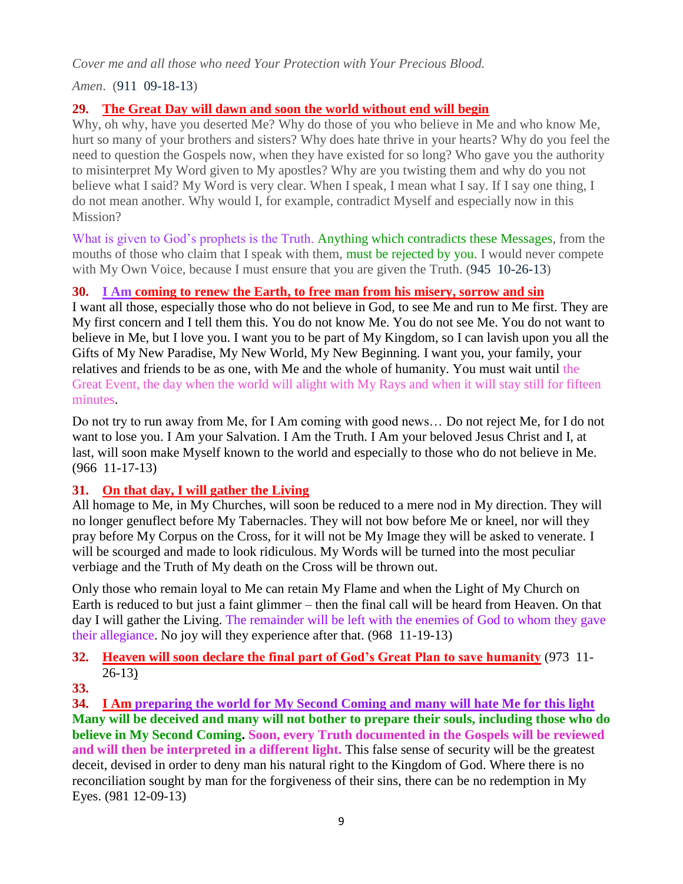*Cover me and all those who need Your Protection with Your Precious Blood.*

*Amen*. (911 09-18-13)

**29. The Great Day will dawn and soon the world without end will begin**

Why, oh why, have you deserted Me? Why do those of you who believe in Me and who know Me, hurt so many of your brothers and sisters? Why does hate thrive in your hearts? Why do you feel the need to question the Gospels now, when they have existed for so long? Who gave you the authority to misinterpret My Word given to My apostles? Why are you twisting them and why do you not believe what I said? My Word is very clear. When I speak, I mean what I say. If I say one thing, I do not mean another. Why would I, for example, contradict Myself and especially now in this Mission?

What is given to God's prophets is the Truth. Anything which contradicts these Messages, from the mouths of those who claim that I speak with them, must be rejected by you. I would never compete with My Own Voice, because I must ensure that you are given the Truth. (945 10-26-13)

**30. I Am coming to renew the Earth, to free man from his misery, sorrow and sin**

I want all those, especially those who do not believe in God, to see Me and run to Me first. They are My first concern and I tell them this. You do not know Me. You do not see Me. You do not want to believe in Me, but I love you. I want you to be part of My Kingdom, so I can lavish upon you all the Gifts of My New Paradise, My New World, My New Beginning. I want you, your family, your relatives and friends to be as one, with Me and the whole of humanity. You must wait until the Great Event, the day when the world will alight with My Rays and when it will stay still for fifteen minutes.

Do not try to run away from Me, for I Am coming with good news… Do not reject Me, for I do not want to lose you. I Am your Salvation. I Am the Truth. I Am your beloved Jesus Christ and I, at last, will soon make Myself known to the world and especially to those who do not believe in Me. (966 11-17-13)

**31. On that day, I will gather the Living**

All homage to Me, in My Churches, will soon be reduced to a mere nod in My direction. They will no longer genuflect before My Tabernacles. They will not bow before Me or kneel, nor will they pray before My Corpus on the Cross, for it will not be My Image they will be asked to venerate. I will be scourged and made to look ridiculous. My Words will be turned into the most peculiar verbiage and the Truth of My death on the Cross will be thrown out.

Only those who remain loyal to Me can retain My Flame and when the Light of My Church on Earth is reduced to but just a faint glimmer – then the final call will be heard from Heaven. On that day I will gather the Living. The remainder will be left with the enemies of God to whom they gave their allegiance. No joy will they experience after that. (968 11-19-13)

**32. Heaven will soon declare the final part of God's Great Plan to save humanity** (973 11-26-13)

**33.**

**34. I Am preparing the world for My Second Coming and many will hate Me for this light**

**Many will be deceived and many will not bother to prepare their souls, including those who do believe in My Second Coming. Soon, every Truth documented in the Gospels will be reviewed and will then be interpreted in a different light.** This false sense of security will be the greatest deceit, devised in order to deny man his natural right to the Kingdom of God. Where there is no reconciliation sought by man for the forgiveness of their sins, there can be no redemption in My Eyes. (981 12-09-13)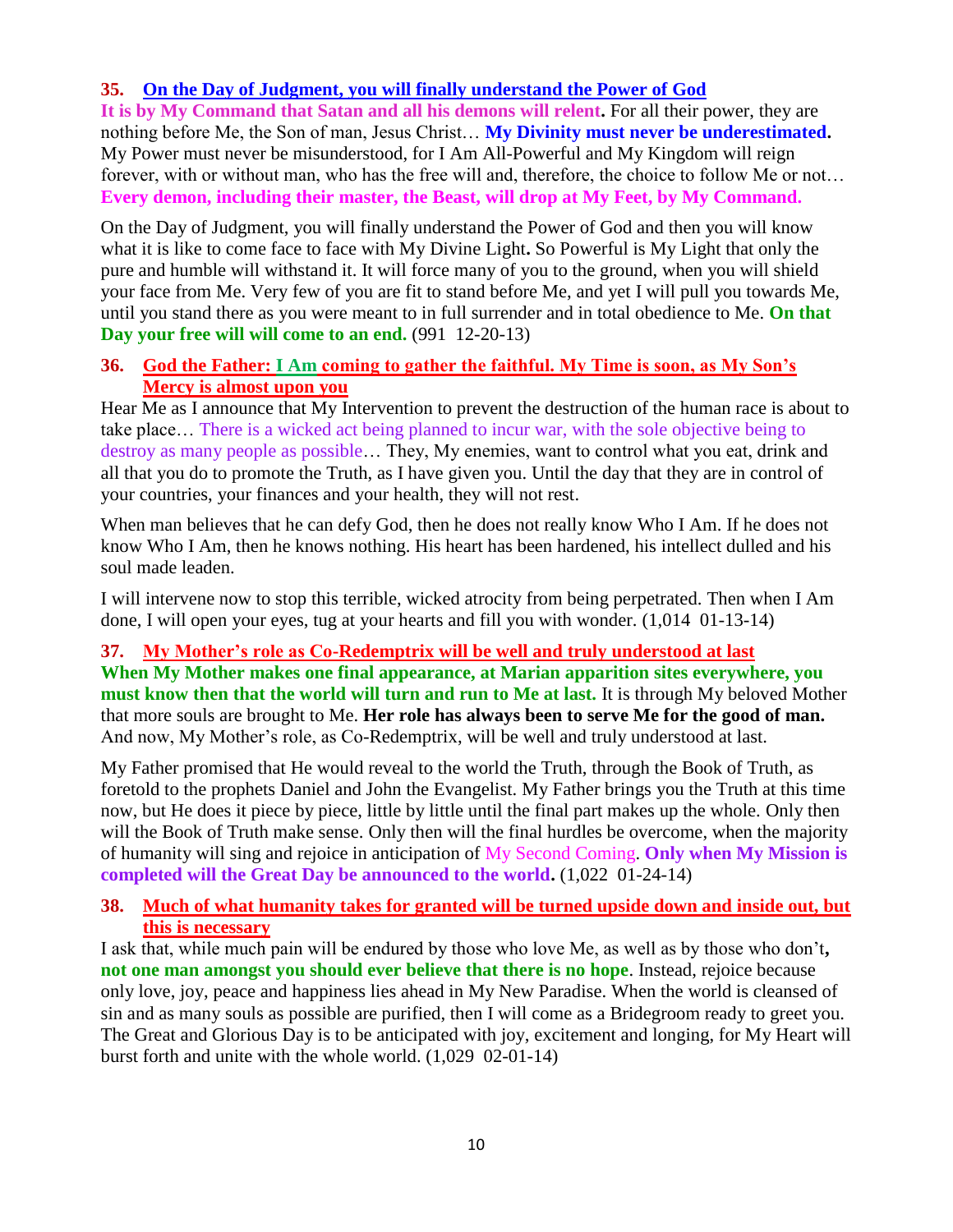### 35. On the Day of Judgment, you will finally understand the Power of God

**It is by My Command that Satan and all his demons will relent.** For all their power, they are nothing before Me, the Son of man, Jesus Christ… **My Divinity must never be underestimated.** My Power must never be misunderstood, for I Am All-Powerful and My Kingdom will reign forever, with or without man, who has the free will and, therefore, the choice to follow Me or not… **Every demon, including their master, the Beast, will drop at My Feet, by My Command.**

On the Day of Judgment, you will finally understand the Power of God and then you will know what it is like to come face to face with My Divine Light**.** So Powerful is My Light that only the pure and humble will withstand it. It will force many of you to the ground, when you will shield your face from Me. Very few of you are fit to stand before Me, and yet I will pull you towards Me, until you stand there as you were meant to in full surrender and in total obedience to Me. **On that Day your free will will come to an end.** (991 12-20-13)

### 36. God the Father: I Am coming to gather the faithful. My Time is soon, as My Son's Mercy is almost upon you

Hear Me as I announce that My Intervention to prevent the destruction of the human race is about to take place… There is a wicked act being planned to incur war, with the sole objective being to destroy as many people as possible… They, My enemies, want to control what you eat, drink and all that you do to promote the Truth, as I have given you. Until the day that they are in control of your countries, your finances and your health, they will not rest.

When man believes that he can defy God, then he does not really know Who I Am. If he does not know Who I Am, then he knows nothing. His heart has been hardened, his intellect dulled and his soul made leaden.

I will intervene now to stop this terrible, wicked atrocity from being perpetrated. Then when I Am done, I will open your eyes, tug at your hearts and fill you with wonder. (1,014 01-13-14)

### 37. My Mother's role as Co-Redemptrix will be well and truly understood at last

**When My Mother makes one final appearance, at Marian apparition sites everywhere, you must know then that the world will turn and run to Me at last.** It is through My beloved Mother that more souls are brought to Me. **Her role has always been to serve Me for the good of man.** And now, My Mother's role, as Co-Redemptrix, will be well and truly understood at last.

My Father promised that He would reveal to the world the Truth, through the Book of Truth, as foretold to the prophets Daniel and John the Evangelist. My Father brings you the Truth at this time now, but He does it piece by piece, little by little until the final part makes up the whole. Only then will the Book of Truth make sense. Only then will the final hurdles be overcome, when the majority of humanity will sing and rejoice in anticipation of My Second Coming. **Only when My Mission is completed will the Great Day be announced to the world.** (1,022 01-24-14)

### 38. Much of what humanity takes for granted will be turned upside down and inside out, but this is necessary

I ask that, while much pain will be endured by those who love Me, as well as by those who don't**, not one man amongst you should ever believe that there is no hope**. Instead, rejoice because only love, joy, peace and happiness lies ahead in My New Paradise. When the world is cleansed of sin and as many souls as possible are purified, then I will come as a Bridegroom ready to greet you. The Great and Glorious Day is to be anticipated with joy, excitement and longing, for My Heart will burst forth and unite with the whole world. (1,029 02-01-14)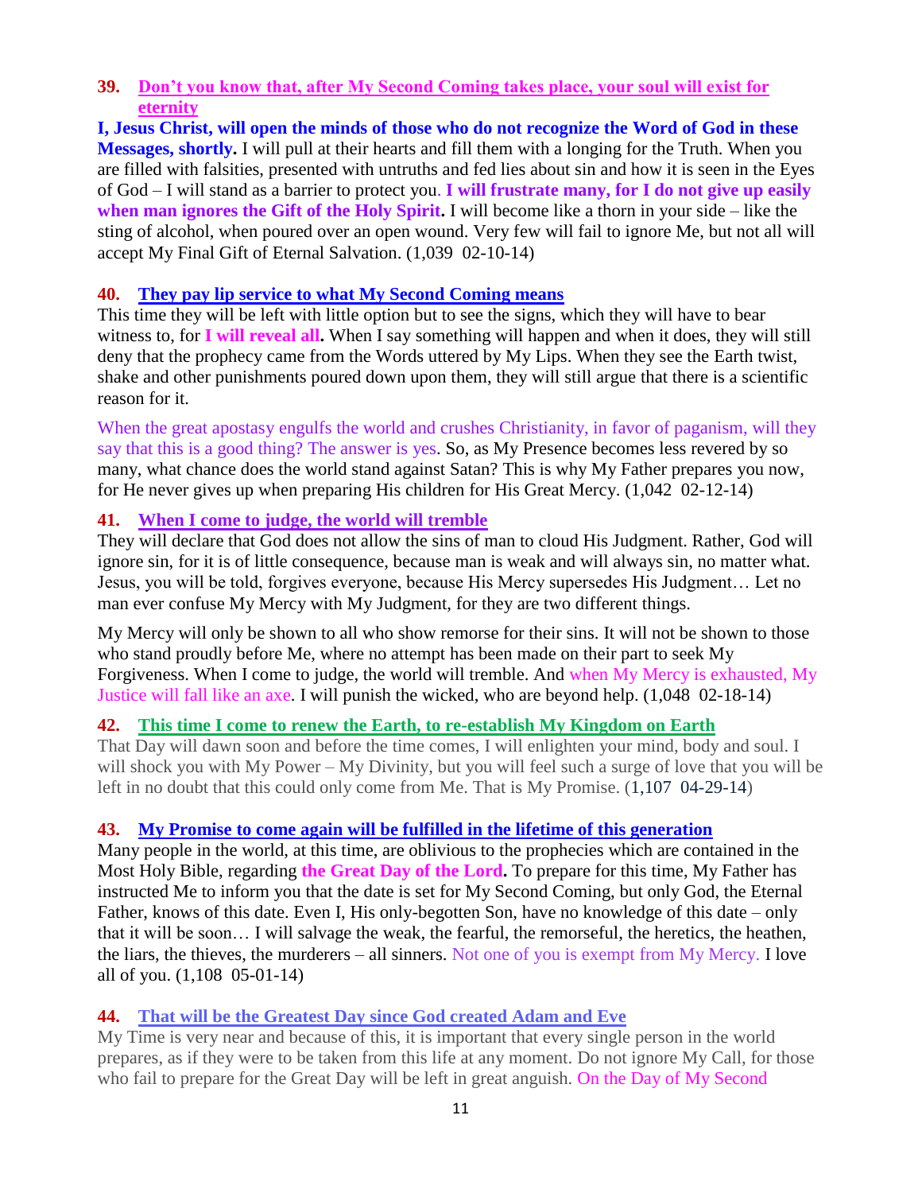**39. Don't you know that, after My Second Coming takes place, your soul will exist for eternity**

**I, Jesus Christ, will open the minds of those who do not recognize the Word of God in these Messages, shortly.** I will pull at their hearts and fill them with a longing for the Truth. When you are filled with falsities, presented with untruths and fed lies about sin and how it is seen in the Eyes of God – I will stand as a barrier to protect you. **I will frustrate many, for I do not give up easily when man ignores the Gift of the Holy Spirit.** I will become like a thorn in your side – like the sting of alcohol, when poured over an open wound. Very few will fail to ignore Me, but not all will accept My Final Gift of Eternal Salvation. (1,039 02-10-14)

**40. They pay lip service to what My Second Coming means**

This time they will be left with little option but to see the signs, which they will have to bear witness to, for **I will reveal all.** When I say something will happen and when it does, they will still deny that the prophecy came from the Words uttered by My Lips. When they see the Earth twist, shake and other punishments poured down upon them, they will still argue that there is a scientific reason for it.

When the great apostasy engulfs the world and crushes Christianity, in favor of paganism, will they say that this is a good thing? The answer is yes. So, as My Presence becomes less revered by so many, what chance does the world stand against Satan? This is why My Father prepares you now, for He never gives up when preparing His children for His Great Mercy. (1,042 02-12-14)

**41. When I come to judge, the world will tremble**

They will declare that God does not allow the sins of man to cloud His Judgment. Rather, God will ignore sin, for it is of little consequence, because man is weak and will always sin, no matter what. Jesus, you will be told, forgives everyone, because His Mercy supersedes His Judgment… Let no man ever confuse My Mercy with My Judgment, for they are two different things.

My Mercy will only be shown to all who show remorse for their sins. It will not be shown to those who stand proudly before Me, where no attempt has been made on their part to seek My Forgiveness. When I come to judge, the world will tremble. And when My Mercy is exhausted, My Justice will fall like an axe. I will punish the wicked, who are beyond help. (1,048 02-18-14)

**42. This time I come to renew the Earth, to re-establish My Kingdom on Earth**

That Day will dawn soon and before the time comes, I will enlighten your mind, body and soul. I will shock you with My Power – My Divinity, but you will feel such a surge of love that you will be left in no doubt that this could only come from Me. That is My Promise. (1,107 04-29-14)

**43. My Promise to come again will be fulfilled in the lifetime of this generation**

Many people in the world, at this time, are oblivious to the prophecies which are contained in the Most Holy Bible, regarding **the Great Day of the Lord.** To prepare for this time, My Father has instructed Me to inform you that the date is set for My Second Coming, but only God, the Eternal Father, knows of this date. Even I, His only-begotten Son, have no knowledge of this date – only that it will be soon… I will salvage the weak, the fearful, the remorseful, the heretics, the heathen, the liars, the thieves, the murderers – all sinners. Not one of you is exempt from My Mercy. I love all of you. (1,108 05-01-14)

**44. That will be the Greatest Day since God created Adam and Eve**

My Time is very near and because of this, it is important that every single person in the world prepares, as if they were to be taken from this life at any moment. Do not ignore My Call, for those who fail to prepare for the Great Day will be left in great anguish. On the Day of My Second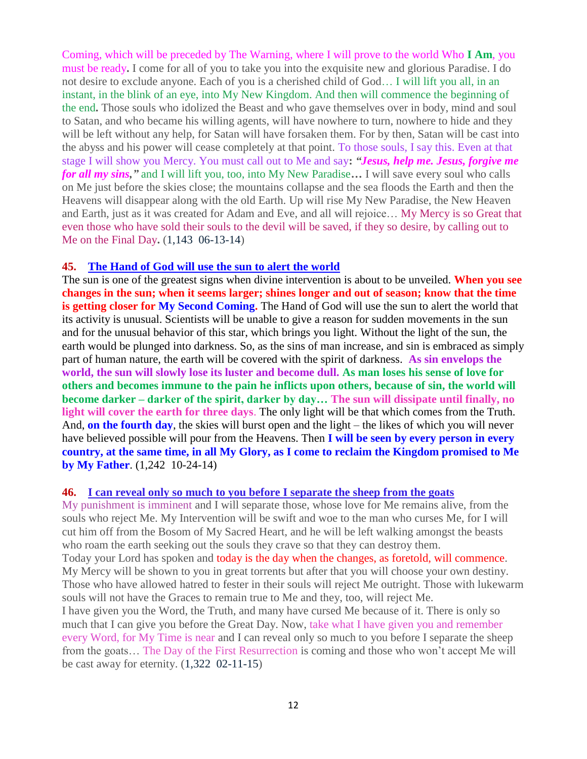Coming, which will be preceded by The Warning, where I will prove to the world Who **I Am**, you must be ready**.** I come for all of you to take you into the exquisite new and glorious Paradise. I do not desire to exclude anyone. Each of you is a cherished child of God… I will lift you all, in an instant, in the blink of an eye, into My New Kingdom. And then will commence the beginning of the end**.** Those souls who idolized the Beast and who gave themselves over in body, mind and soul to Satan, and who became his willing agents, will have nowhere to turn, nowhere to hide and they will be left without any help, for Satan will have forsaken them. For by then, Satan will be cast into the abyss and his power will cease completely at that point. To those souls, I say this. Even at that stage I will show you Mercy. You must call out to Me and say**:** ***"Jesus, help me. Jesus, forgive me for all my sins,"*** and I will lift you, too, into My New Paradise**…** I will save every soul who calls on Me just before the skies close; the mountains collapse and the sea floods the Earth and then the Heavens will disappear along with the old Earth. Up will rise My New Paradise, the New Heaven and Earth, just as it was created for Adam and Eve, and all will rejoice… My Mercy is so Great that even those who have sold their souls to the devil will be saved, if they so desire, by calling out to Me on the Final Day**.** (1,143 06-13-14)

**45. The Hand of God will use the sun to alert the world**

The sun is one of the greatest signs when divine intervention is about to be unveiled. **When you see changes in the sun; when it seems larger; shines longer and out of season; know that the time is getting closer for My Second Coming.** The Hand of God will use the sun to alert the world that its activity is unusual. Scientists will be unable to give a reason for sudden movements in the sun and for the unusual behavior of this star, which brings you light. Without the light of the sun, the earth would be plunged into darkness. So, as the sins of man increase, and sin is embraced as simply part of human nature, the earth will be covered with the spirit of darkness. **As sin envelops the world, the sun will slowly lose its luster and become dull. As man loses his sense of love for others and becomes immune to the pain he inflicts upon others, because of sin, the world will become darker – darker of the spirit, darker by day… The sun will dissipate until finally, no light will cover the earth for three days**. The only light will be that which comes from the Truth. And, **on the fourth day**, the skies will burst open and the light – the likes of which you will never have believed possible will pour from the Heavens. Then **I will be seen by every person in every country, at the same time, in all My Glory, as I come to reclaim the Kingdom promised to Me by My Father**. (1,242 10-24-14)

**46. I can reveal only so much to you before I separate the sheep from the goats**

My punishment is imminent and I will separate those, whose love for Me remains alive, from the souls who reject Me. My Intervention will be swift and woe to the man who curses Me, for I will cut him off from the Bosom of My Sacred Heart, and he will be left walking amongst the beasts who roam the earth seeking out the souls they crave so that they can destroy them.

Today your Lord has spoken and today is the day when the changes, as foretold, will commence. My Mercy will be shown to you in great torrents but after that you will choose your own destiny. Those who have allowed hatred to fester in their souls will reject Me outright. Those with lukewarm souls will not have the Graces to remain true to Me and they, too, will reject Me.

I have given you the Word, the Truth, and many have cursed Me because of it. There is only so much that I can give you before the Great Day. Now, take what I have given you and remember every Word, for My Time is near and I can reveal only so much to you before I separate the sheep from the goats… The Day of the First Resurrection is coming and those who won't accept Me will be cast away for eternity. (1,322 02-11-15)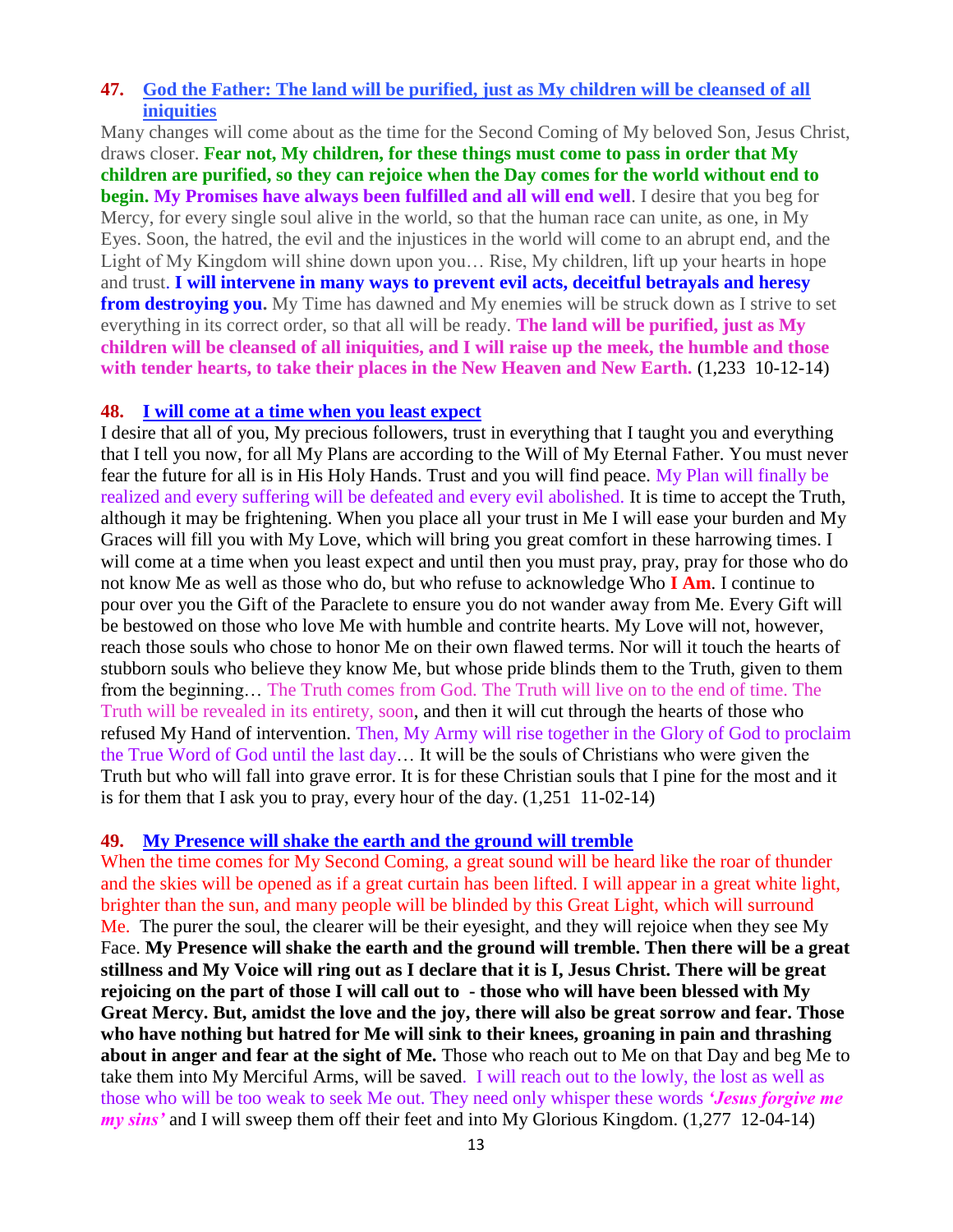### 47. God the Father: The land will be purified, just as My children will be cleansed of all iniquities

Many changes will come about as the time for the Second Coming of My beloved Son, Jesus Christ, draws closer. **Fear not, My children, for these things must come to pass in order that My children are purified, so they can rejoice when the Day comes for the world without end to begin. My Promises have always been fulfilled and all will end well**. I desire that you beg for Mercy, for every single soul alive in the world, so that the human race can unite, as one, in My Eyes. Soon, the hatred, the evil and the injustices in the world will come to an abrupt end, and the Light of My Kingdom will shine down upon you… Rise, My children, lift up your hearts in hope and trust. **I will intervene in many ways to prevent evil acts, deceitful betrayals and heresy from destroying you.** My Time has dawned and My enemies will be struck down as I strive to set everything in its correct order, so that all will be ready. **The land will be purified, just as My children will be cleansed of all iniquities, and I will raise up the meek, the humble and those with tender hearts, to take their places in the New Heaven and New Earth.** (1,233 10-12-14)

### 48. I will come at a time when you least expect

I desire that all of you, My precious followers, trust in everything that I taught you and everything that I tell you now, for all My Plans are according to the Will of My Eternal Father. You must never fear the future for all is in His Holy Hands. Trust and you will find peace. My Plan will finally be realized and every suffering will be defeated and every evil abolished. It is time to accept the Truth, although it may be frightening. When you place all your trust in Me I will ease your burden and My Graces will fill you with My Love, which will bring you great comfort in these harrowing times. I will come at a time when you least expect and until then you must pray, pray, pray for those who do not know Me as well as those who do, but who refuse to acknowledge Who **I Am**. I continue to pour over you the Gift of the Paraclete to ensure you do not wander away from Me. Every Gift will be bestowed on those who love Me with humble and contrite hearts. My Love will not, however, reach those souls who chose to honor Me on their own flawed terms. Nor will it touch the hearts of stubborn souls who believe they know Me, but whose pride blinds them to the Truth, given to them from the beginning… The Truth comes from God. The Truth will live on to the end of time. The Truth will be revealed in its entirety, soon, and then it will cut through the hearts of those who refused My Hand of intervention. Then, My Army will rise together in the Glory of God to proclaim the True Word of God until the last day… It will be the souls of Christians who were given the Truth but who will fall into grave error. It is for these Christian souls that I pine for the most and it is for them that I ask you to pray, every hour of the day. (1,251 11-02-14)

### 49. My Presence will shake the earth and the ground will tremble

When the time comes for My Second Coming, a great sound will be heard like the roar of thunder and the skies will be opened as if a great curtain has been lifted. I will appear in a great white light, brighter than the sun, and many people will be blinded by this Great Light, which will surround Me. The purer the soul, the clearer will be their eyesight, and they will rejoice when they see My Face. **My Presence will shake the earth and the ground will tremble. Then there will be a great stillness and My Voice will ring out as I declare that it is I, Jesus Christ. There will be great rejoicing on the part of those I will call out to - those who will have been blessed with My Great Mercy. But, amidst the love and the joy, there will also be great sorrow and fear. Those who have nothing but hatred for Me will sink to their knees, groaning in pain and thrashing about in anger and fear at the sight of Me.** Those who reach out to Me on that Day and beg Me to take them into My Merciful Arms, will be saved. I will reach out to the lowly, the lost as well as those who will be too weak to seek Me out. They need only whisper these words ***'Jesus forgive me my sins'*** and I will sweep them off their feet and into My Glorious Kingdom. (1,277 12-04-14)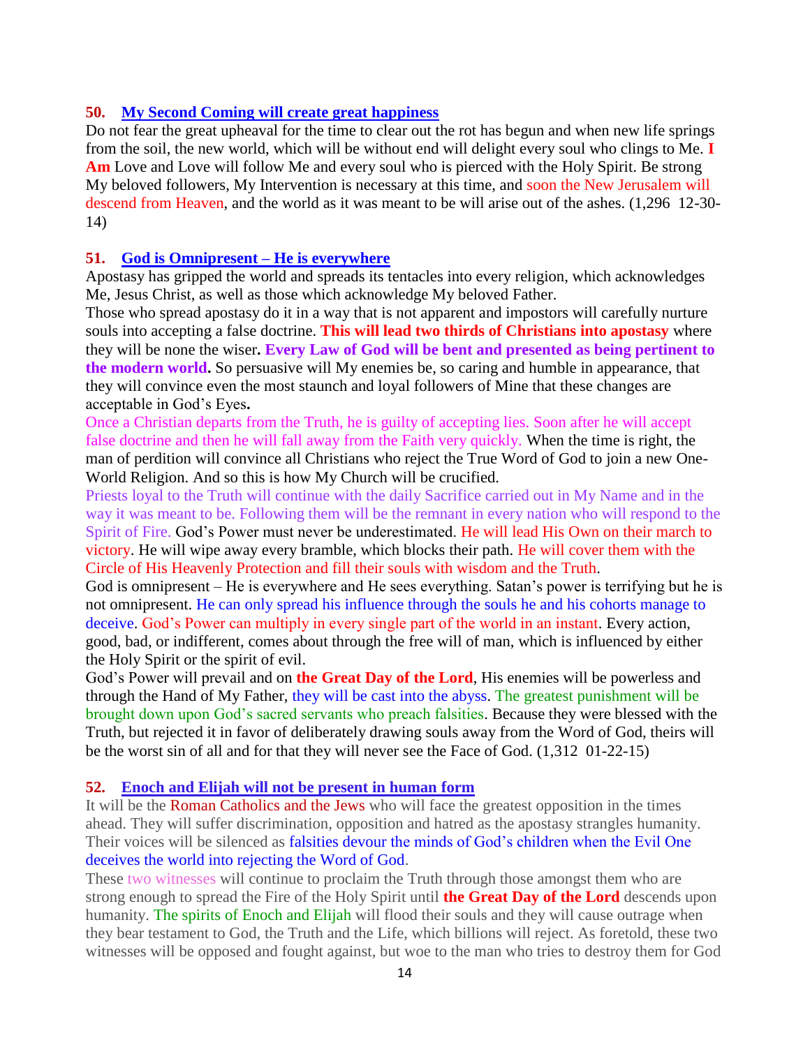### 50. My Second Coming will create great happiness

Do not fear the great upheaval for the time to clear out the rot has begun and when new life springs from the soil, the new world, which will be without end will delight every soul who clings to Me. **I Am** Love and Love will follow Me and every soul who is pierced with the Holy Spirit. Be strong My beloved followers, My Intervention is necessary at this time, and soon the New Jerusalem will descend from Heaven, and the world as it was meant to be will arise out of the ashes. (1,296 12-30-14)

### 51. God is Omnipresent – He is everywhere

Apostasy has gripped the world and spreads its tentacles into every religion, which acknowledges Me, Jesus Christ, as well as those which acknowledge My beloved Father.

Those who spread apostasy do it in a way that is not apparent and impostors will carefully nurture souls into accepting a false doctrine. **This will lead two thirds of Christians into apostasy** where they will be none the wiser**. Every Law of God will be bent and presented as being pertinent to the modern world.** So persuasive will My enemies be, so caring and humble in appearance, that they will convince even the most staunch and loyal followers of Mine that these changes are acceptable in God's Eyes**.**

Once a Christian departs from the Truth, he is guilty of accepting lies. Soon after he will accept false doctrine and then he will fall away from the Faith very quickly. When the time is right, the man of perdition will convince all Christians who reject the True Word of God to join a new One-World Religion. And so this is how My Church will be crucified.

Priests loyal to the Truth will continue with the daily Sacrifice carried out in My Name and in the way it was meant to be. Following them will be the remnant in every nation who will respond to the Spirit of Fire. God's Power must never be underestimated. He will lead His Own on their march to victory. He will wipe away every bramble, which blocks their path. He will cover them with the Circle of His Heavenly Protection and fill their souls with wisdom and the Truth.

God is omnipresent – He is everywhere and He sees everything. Satan's power is terrifying but he is not omnipresent. He can only spread his influence through the souls he and his cohorts manage to deceive. God's Power can multiply in every single part of the world in an instant. Every action, good, bad, or indifferent, comes about through the free will of man, which is influenced by either the Holy Spirit or the spirit of evil.

God's Power will prevail and on **the Great Day of the Lord**, His enemies will be powerless and through the Hand of My Father, they will be cast into the abyss. The greatest punishment will be brought down upon God's sacred servants who preach falsities. Because they were blessed with the Truth, but rejected it in favor of deliberately drawing souls away from the Word of God, theirs will be the worst sin of all and for that they will never see the Face of God. (1,312 01-22-15)

### 52. Enoch and Elijah will not be present in human form

It will be the Roman Catholics and the Jews who will face the greatest opposition in the times ahead. They will suffer discrimination, opposition and hatred as the apostasy strangles humanity. Their voices will be silenced as falsities devour the minds of God's children when the Evil One deceives the world into rejecting the Word of God.

These two witnesses will continue to proclaim the Truth through those amongst them who are strong enough to spread the Fire of the Holy Spirit until **the Great Day of the Lord** descends upon humanity. The spirits of Enoch and Elijah will flood their souls and they will cause outrage when they bear testament to God, the Truth and the Life, which billions will reject. As foretold, these two witnesses will be opposed and fought against, but woe to the man who tries to destroy them for God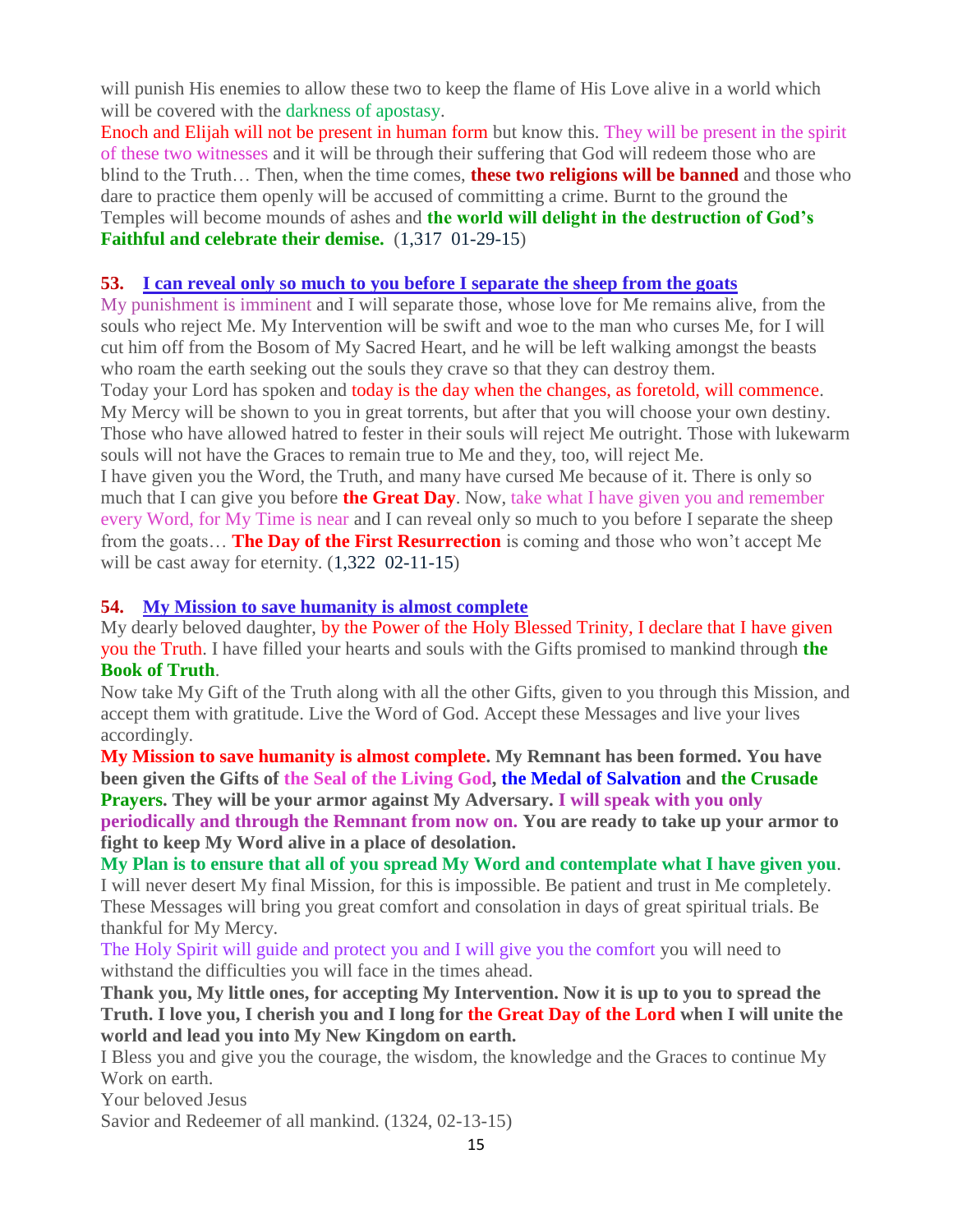will punish His enemies to allow these two to keep the flame of His Love alive in a world which will be covered with the darkness of apostasy.
Enoch and Elijah will not be present in human form but know this. They will be present in the spirit of these two witnesses and it will be through their suffering that God will redeem those who are blind to the Truth… Then, when the time comes, **these two religions will be banned** and those who dare to practice them openly will be accused of committing a crime. Burnt to the ground the Temples will become mounds of ashes and **the world will delight in the destruction of God's Faithful and celebrate their demise.** (1,317 01-29-15)

### **53. I can reveal only so much to you before I separate the sheep from the goats**

My punishment is imminent and I will separate those, whose love for Me remains alive, from the souls who reject Me. My Intervention will be swift and woe to the man who curses Me, for I will cut him off from the Bosom of My Sacred Heart, and he will be left walking amongst the beasts who roam the earth seeking out the souls they crave so that they can destroy them.
Today your Lord has spoken and today is the day when the changes, as foretold, will commence. My Mercy will be shown to you in great torrents, but after that you will choose your own destiny. Those who have allowed hatred to fester in their souls will reject Me outright. Those with lukewarm souls will not have the Graces to remain true to Me and they, too, will reject Me.
I have given you the Word, the Truth, and many have cursed Me because of it. There is only so much that I can give you before **the Great Day**. Now, take what I have given you and remember every Word, for My Time is near and I can reveal only so much to you before I separate the sheep from the goats… **The Day of the First Resurrection** is coming and those who won't accept Me will be cast away for eternity. (1,322 02-11-15)

### **54. My Mission to save humanity is almost complete**

My dearly beloved daughter, by the Power of the Holy Blessed Trinity, I declare that I have given you the Truth. I have filled your hearts and souls with the Gifts promised to mankind through **the Book of Truth**.
Now take My Gift of the Truth along with all the other Gifts, given to you through this Mission, and accept them with gratitude. Live the Word of God. Accept these Messages and live your lives accordingly.
**My Mission to save humanity is almost complete. My Remnant has been formed. You have been given the Gifts of the Seal of the Living God, the Medal of Salvation and the Crusade Prayers. They will be your armor against My Adversary. I will speak with you only periodically and through the Remnant from now on. You are ready to take up your armor to fight to keep My Word alive in a place of desolation.**
**My Plan is to ensure that all of you spread My Word and contemplate what I have given you**. I will never desert My final Mission, for this is impossible. Be patient and trust in Me completely. These Messages will bring you great comfort and consolation in days of great spiritual trials. Be thankful for My Mercy.
The Holy Spirit will guide and protect you and I will give you the comfort you will need to withstand the difficulties you will face in the times ahead.
**Thank you, My little ones, for accepting My Intervention. Now it is up to you to spread the Truth. I love you, I cherish you and I long for the Great Day of the Lord when I will unite the world and lead you into My New Kingdom on earth.**
I Bless you and give you the courage, the wisdom, the knowledge and the Graces to continue My Work on earth.
Your beloved Jesus
Savior and Redeemer of all mankind. (1324, 02-13-15)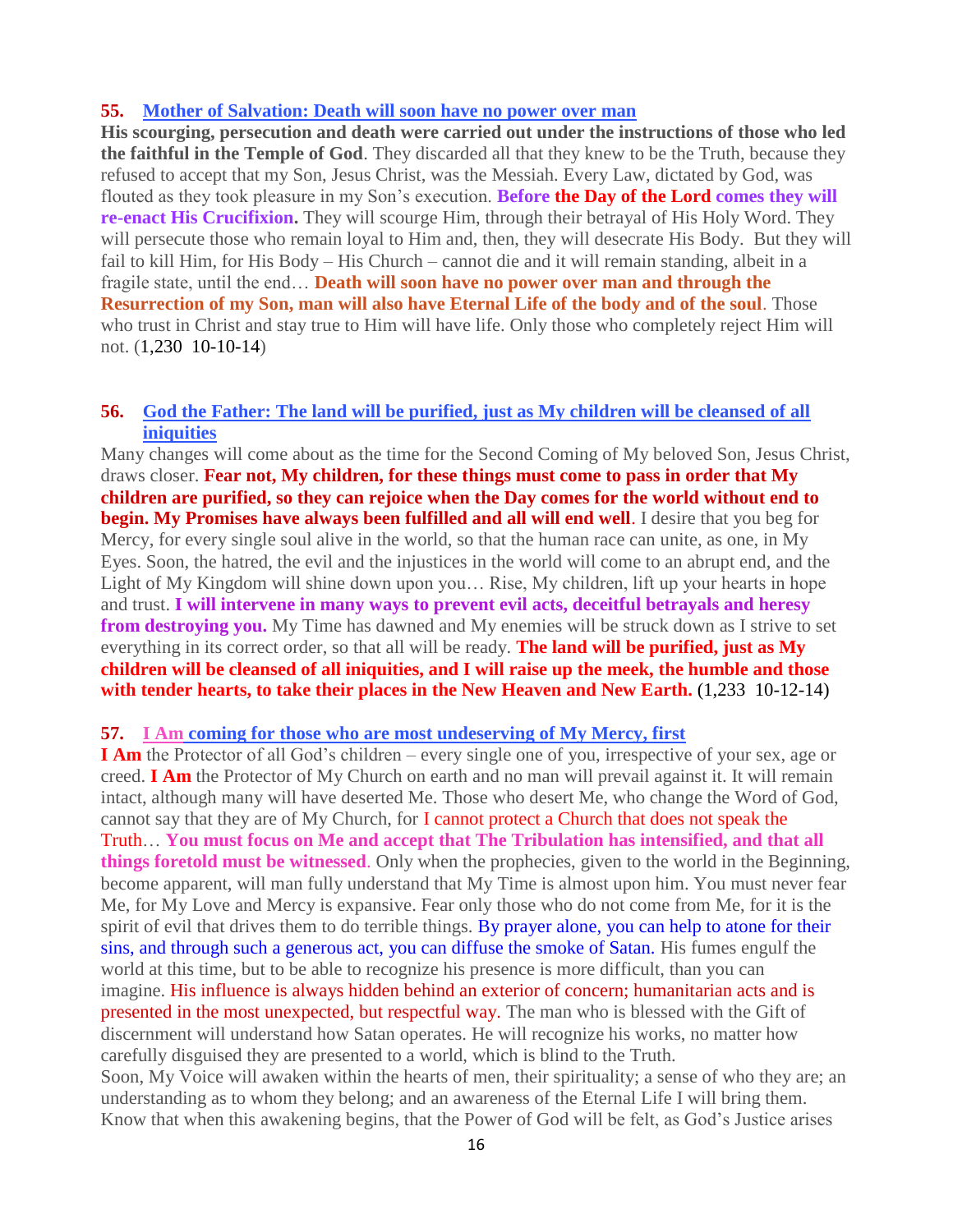**55. Mother of Salvation: Death will soon have no power over man**

**His scourging, persecution and death were carried out under the instructions of those who led the faithful in the Temple of God**. They discarded all that they knew to be the Truth, because they refused to accept that my Son, Jesus Christ, was the Messiah. Every Law, dictated by God, was flouted as they took pleasure in my Son's execution. **Before the Day of the Lord comes they will re-enact His Crucifixion.** They will scourge Him, through their betrayal of His Holy Word. They will persecute those who remain loyal to Him and, then, they will desecrate His Body. But they will fail to kill Him, for His Body – His Church – cannot die and it will remain standing, albeit in a fragile state, until the end… **Death will soon have no power over man and through the Resurrection of my Son, man will also have Eternal Life of the body and of the soul**. Those who trust in Christ and stay true to Him will have life. Only those who completely reject Him will not. (1,230 10-10-14)

**56. God the Father: The land will be purified, just as My children will be cleansed of all iniquities**

Many changes will come about as the time for the Second Coming of My beloved Son, Jesus Christ, draws closer. **Fear not, My children, for these things must come to pass in order that My children are purified, so they can rejoice when the Day comes for the world without end to begin. My Promises have always been fulfilled and all will end well**. I desire that you beg for Mercy, for every single soul alive in the world, so that the human race can unite, as one, in My Eyes. Soon, the hatred, the evil and the injustices in the world will come to an abrupt end, and the Light of My Kingdom will shine down upon you… Rise, My children, lift up your hearts in hope and trust. **I will intervene in many ways to prevent evil acts, deceitful betrayals and heresy from destroying you.** My Time has dawned and My enemies will be struck down as I strive to set everything in its correct order, so that all will be ready. **The land will be purified, just as My children will be cleansed of all iniquities, and I will raise up the meek, the humble and those with tender hearts, to take their places in the New Heaven and New Earth.** (1,233 10-12-14)

**57. I Am coming for those who are most undeserving of My Mercy, first**

**I Am** the Protector of all God's children – every single one of you, irrespective of your sex, age or creed. **I Am** the Protector of My Church on earth and no man will prevail against it. It will remain intact, although many will have deserted Me. Those who desert Me, who change the Word of God, cannot say that they are of My Church, for I cannot protect a Church that does not speak the Truth… **You must focus on Me and accept that The Tribulation has intensified, and that all things foretold must be witnessed**. Only when the prophecies, given to the world in the Beginning, become apparent, will man fully understand that My Time is almost upon him. You must never fear Me, for My Love and Mercy is expansive. Fear only those who do not come from Me, for it is the spirit of evil that drives them to do terrible things. By prayer alone, you can help to atone for their sins, and through such a generous act, you can diffuse the smoke of Satan. His fumes engulf the world at this time, but to be able to recognize his presence is more difficult, than you can imagine. His influence is always hidden behind an exterior of concern; humanitarian acts and is presented in the most unexpected, but respectful way. The man who is blessed with the Gift of discernment will understand how Satan operates. He will recognize his works, no matter how carefully disguised they are presented to a world, which is blind to the Truth.

Soon, My Voice will awaken within the hearts of men, their spirituality; a sense of who they are; an understanding as to whom they belong; and an awareness of the Eternal Life I will bring them. Know that when this awakening begins, that the Power of God will be felt, as God's Justice arises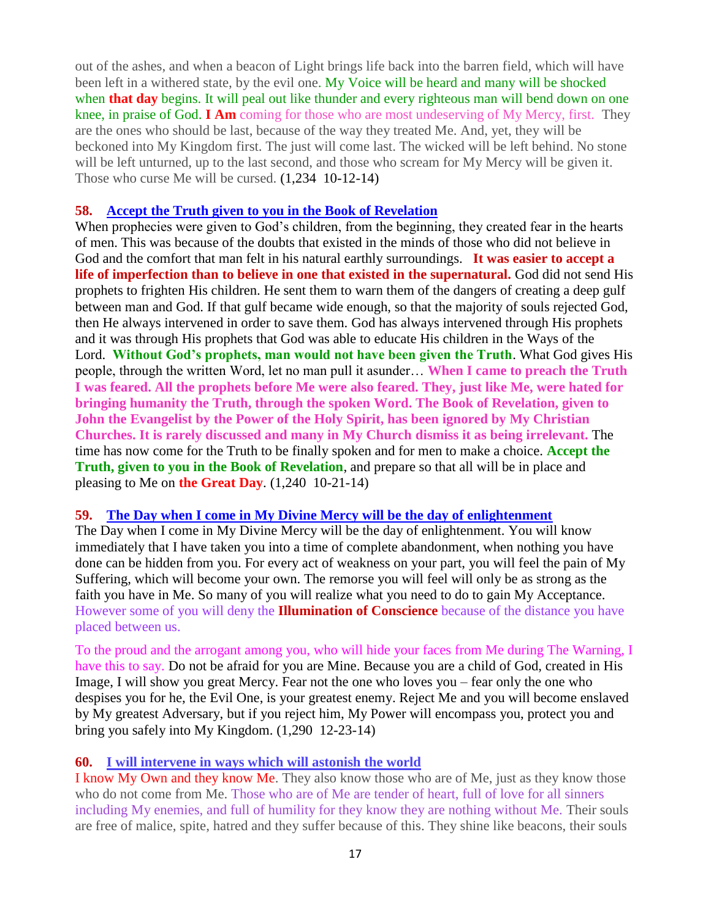out of the ashes, and when a beacon of Light brings life back into the barren field, which will have been left in a withered state, by the evil one. My Voice will be heard and many will be shocked when **that day** begins. It will peal out like thunder and every righteous man will bend down on one knee, in praise of God. **I Am** coming for those who are most undeserving of My Mercy, first. They are the ones who should be last, because of the way they treated Me. And, yet, they will be beckoned into My Kingdom first. The just will come last. The wicked will be left behind. No stone will be left unturned, up to the last second, and those who scream for My Mercy will be given it. Those who curse Me will be cursed. (1,234 10-12-14)

**58. Accept the Truth given to you in the Book of Revelation**

When prophecies were given to God's children, from the beginning, they created fear in the hearts of men. This was because of the doubts that existed in the minds of those who did not believe in God and the comfort that man felt in his natural earthly surroundings. **It was easier to accept a life of imperfection than to believe in one that existed in the supernatural.** God did not send His prophets to frighten His children. He sent them to warn them of the dangers of creating a deep gulf between man and God. If that gulf became wide enough, so that the majority of souls rejected God, then He always intervened in order to save them. God has always intervened through His prophets and it was through His prophets that God was able to educate His children in the Ways of the Lord. **Without God's prophets, man would not have been given the Truth**. What God gives His people, through the written Word, let no man pull it asunder… **When I came to preach the Truth I was feared. All the prophets before Me were also feared. They, just like Me, were hated for bringing humanity the Truth, through the spoken Word. The Book of Revelation, given to John the Evangelist by the Power of the Holy Spirit, has been ignored by My Christian Churches. It is rarely discussed and many in My Church dismiss it as being irrelevant.** The time has now come for the Truth to be finally spoken and for men to make a choice. **Accept the Truth, given to you in the Book of Revelation**, and prepare so that all will be in place and pleasing to Me on **the Great Day**. (1,240 10-21-14)

**59. The Day when I come in My Divine Mercy will be the day of enlightenment**

The Day when I come in My Divine Mercy will be the day of enlightenment. You will know immediately that I have taken you into a time of complete abandonment, when nothing you have done can be hidden from you. For every act of weakness on your part, you will feel the pain of My Suffering, which will become your own. The remorse you will feel will only be as strong as the faith you have in Me. So many of you will realize what you need to do to gain My Acceptance. However some of you will deny the **Illumination of Conscience** because of the distance you have placed between us.

To the proud and the arrogant among you, who will hide your faces from Me during The Warning, I have this to say. Do not be afraid for you are Mine. Because you are a child of God, created in His Image, I will show you great Mercy. Fear not the one who loves you – fear only the one who despises you for he, the Evil One, is your greatest enemy. Reject Me and you will become enslaved by My greatest Adversary, but if you reject him, My Power will encompass you, protect you and bring you safely into My Kingdom. (1,290 12-23-14)

**60. I will intervene in ways which will astonish the world**

I know My Own and they know Me. They also know those who are of Me, just as they know those who do not come from Me. Those who are of Me are tender of heart, full of love for all sinners including My enemies, and full of humility for they know they are nothing without Me. Their souls are free of malice, spite, hatred and they suffer because of this. They shine like beacons, their souls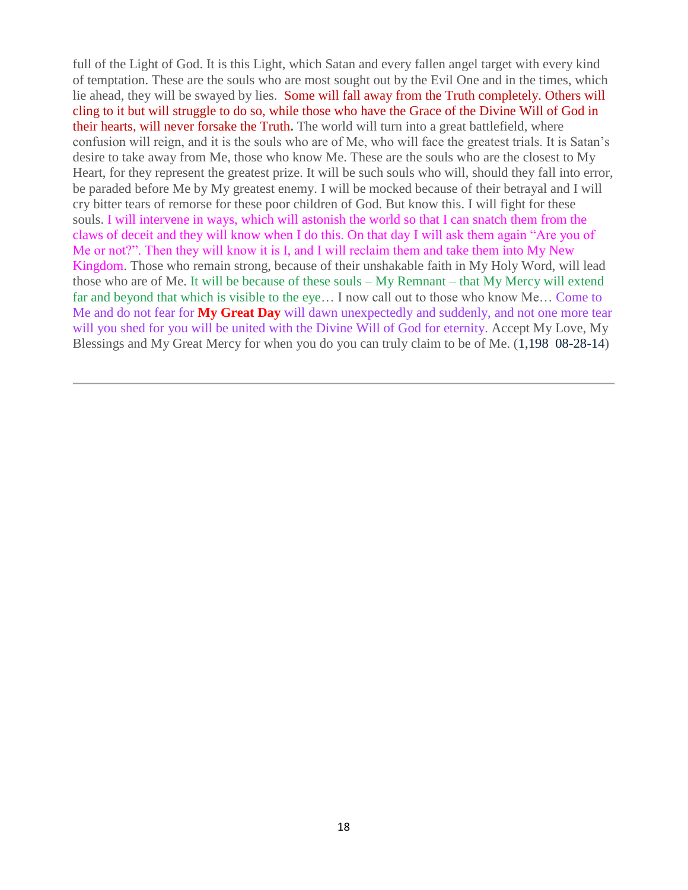full of the Light of God. It is this Light, which Satan and every fallen angel target with every kind of temptation. These are the souls who are most sought out by the Evil One and in the times, which lie ahead, they will be swayed by lies. Some will fall away from the Truth completely. Others will cling to it but will struggle to do so, while those who have the Grace of the Divine Will of God in their hearts, will never forsake the Truth. The world will turn into a great battlefield, where confusion will reign, and it is the souls who are of Me, who will face the greatest trials. It is Satan's desire to take away from Me, those who know Me. These are the souls who are the closest to My Heart, for they represent the greatest prize. It will be such souls who will, should they fall into error, be paraded before Me by My greatest enemy. I will be mocked because of their betrayal and I will cry bitter tears of remorse for these poor children of God. But know this. I will fight for these souls. I will intervene in ways, which will astonish the world so that I can snatch them from the claws of deceit and they will know when I do this. On that day I will ask them again "Are you of Me or not?". Then they will know it is I, and I will reclaim them and take them into My New Kingdom. Those who remain strong, because of their unshakable faith in My Holy Word, will lead those who are of Me. It will be because of these souls – My Remnant – that My Mercy will extend far and beyond that which is visible to the eye… I now call out to those who know Me… Come to Me and do not fear for **My Great Day** will dawn unexpectedly and suddenly, and not one more tear will you shed for you will be united with the Divine Will of God for eternity. Accept My Love, My Blessings and My Great Mercy for when you do you can truly claim to be of Me. (1,198 08-28-14)

---